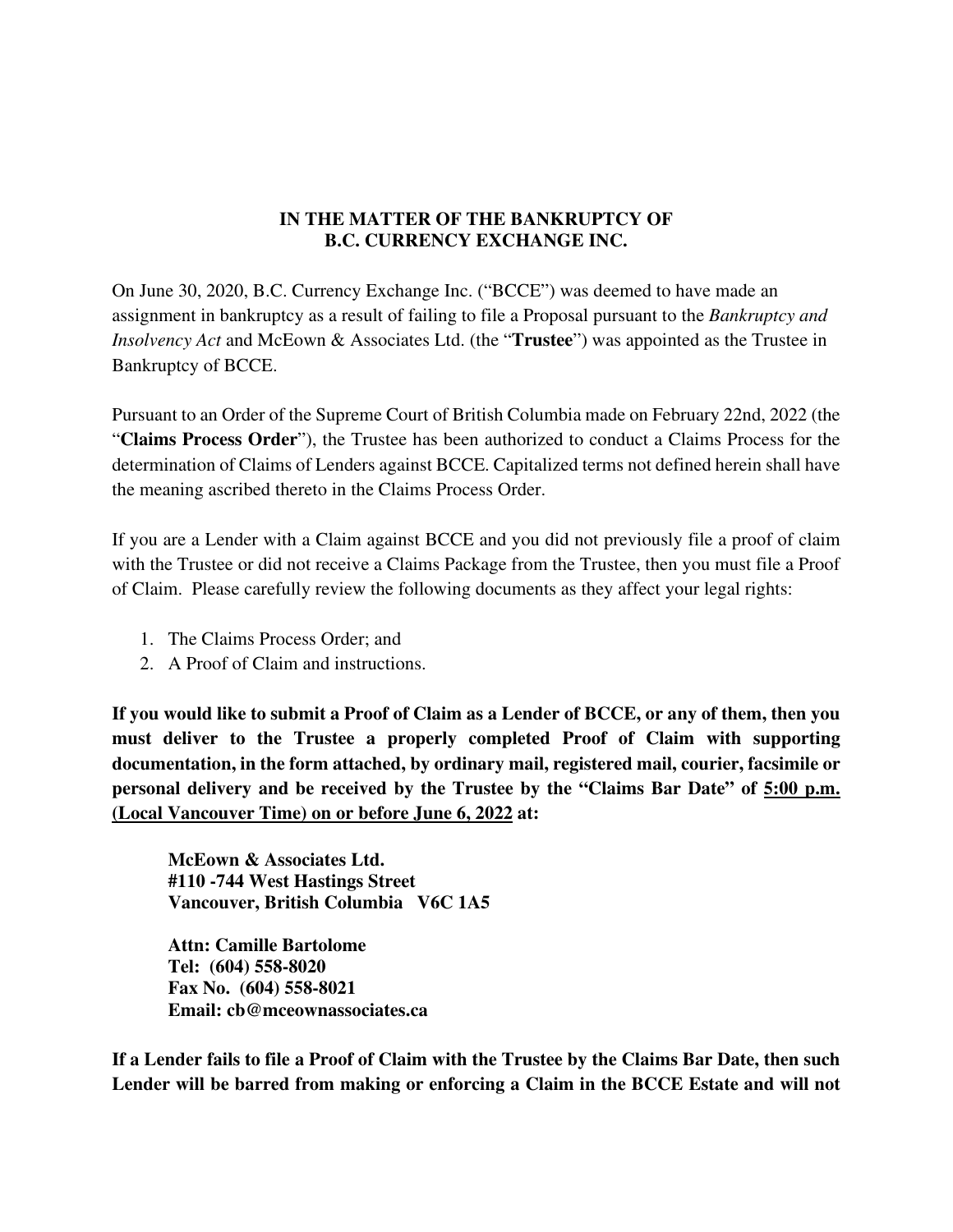**IN THE MATTER OF THE BANKRUPTCY OF**
**B.C. CURRENCY EXCHANGE INC.**

On June 30, 2020, B.C. Currency Exchange Inc. ("BCCE") was deemed to have made an assignment in bankruptcy as a result of failing to file a Proposal pursuant to the *Bankruptcy and Insolvency Act* and McEown & Associates Ltd. (the "**Trustee**") was appointed as the Trustee in Bankruptcy of BCCE.

Pursuant to an Order of the Supreme Court of British Columbia made on February 22nd, 2022 (the "**Claims Process Order**"), the Trustee has been authorized to conduct a Claims Process for the determination of Claims of Lenders against BCCE. Capitalized terms not defined herein shall have the meaning ascribed thereto in the Claims Process Order.

If you are a Lender with a Claim against BCCE and you did not previously file a proof of claim with the Trustee or did not receive a Claims Package from the Trustee, then you must file a Proof of Claim. Please carefully review the following documents as they affect your legal rights:

1. The Claims Process Order; and
2. A Proof of Claim and instructions.

**If you would like to submit a Proof of Claim as a Lender of BCCE, or any of them, then you must deliver to the Trustee a properly completed Proof of Claim with supporting documentation, in the form attached, by ordinary mail, registered mail, courier, facsimile or personal delivery and be received by the Trustee by the "Claims Bar Date" of <u>5:00 p.m. (Local Vancouver Time) on or before June 6, 2022</u> at:**

**McEown & Associates Ltd.**
**#110 -744 West Hastings Street**
**Vancouver, British Columbia V6C 1A5**

**Attn: Camille Bartolome**
**Tel: (604) 558-8020**
**Fax No. (604) 558-8021**
**Email: cb@mceownassociates.ca**

**If a Lender fails to file a Proof of Claim with the Trustee by the Claims Bar Date, then such Lender will be barred from making or enforcing a Claim in the BCCE Estate and will not**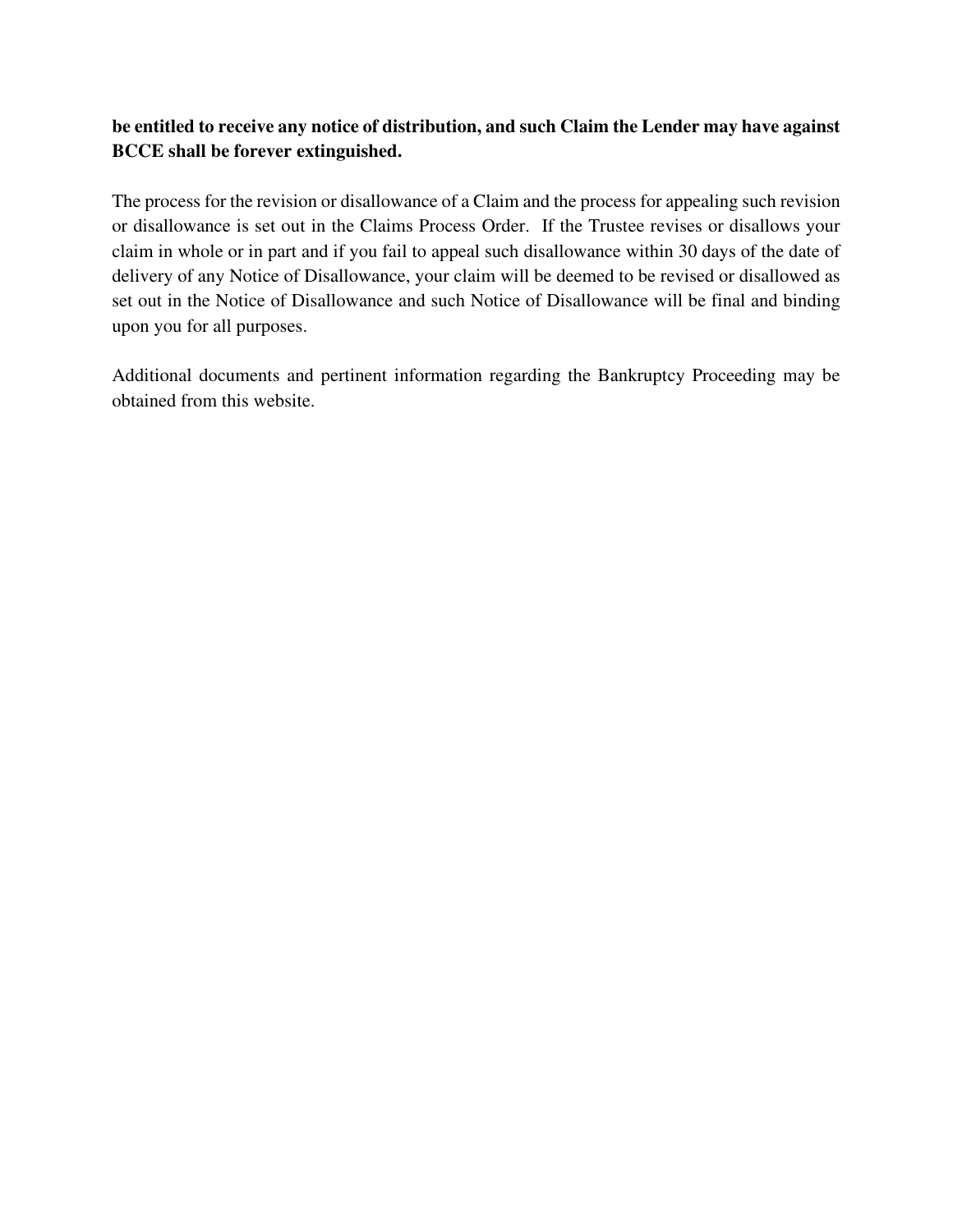**be entitled to receive any notice of distribution, and such Claim the Lender may have against BCCE shall be forever extinguished.**

The process for the revision or disallowance of a Claim and the process for appealing such revision or disallowance is set out in the Claims Process Order. If the Trustee revises or disallows your claim in whole or in part and if you fail to appeal such disallowance within 30 days of the date of delivery of any Notice of Disallowance, your claim will be deemed to be revised or disallowed as set out in the Notice of Disallowance and such Notice of Disallowance will be final and binding upon you for all purposes.

Additional documents and pertinent information regarding the Bankruptcy Proceeding may be obtained from this website.